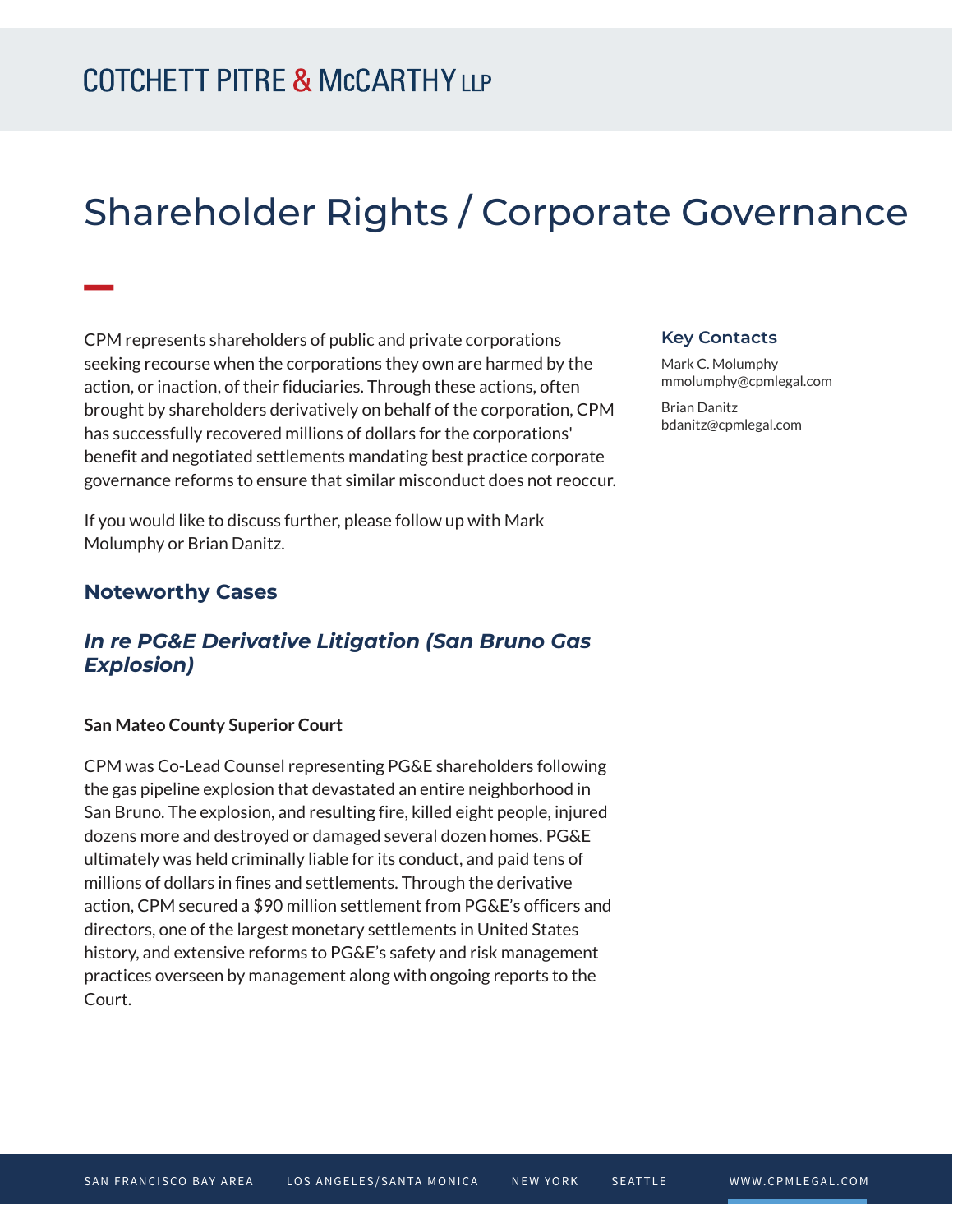COTCHETT PITRE & McCARTHY LLP

# Shareholder Rights / Corporate Governance

CPM represents shareholders of public and private corporations seeking recourse when the corporations they own are harmed by the action, or inaction, of their fiduciaries. Through these actions, often brought by shareholders derivatively on behalf of the corporation, CPM has successfully recovered millions of dollars for the corporations' benefit and negotiated settlements mandating best practice corporate governance reforms to ensure that similar misconduct does not reoccur.

If you would like to discuss further, please follow up with Mark Molumphy or Brian Danitz.

### Key Contacts

Mark C. Molumphy
mmolumphy@cpmlegal.com

Brian Danitz
bdanitz@cpmlegal.com

## Noteworthy Cases

### *In re PG&E Derivative Litigation (San Bruno Gas Explosion)*

**San Mateo County Superior Court**

CPM was Co-Lead Counsel representing PG&E shareholders following the gas pipeline explosion that devastated an entire neighborhood in San Bruno. The explosion, and resulting fire, killed eight people, injured dozens more and destroyed or damaged several dozen homes. PG&E ultimately was held criminally liable for its conduct, and paid tens of millions of dollars in fines and settlements. Through the derivative action, CPM secured a $90 million settlement from PG&E's officers and directors, one of the largest monetary settlements in United States history, and extensive reforms to PG&E's safety and risk management practices overseen by management along with ongoing reports to the Court.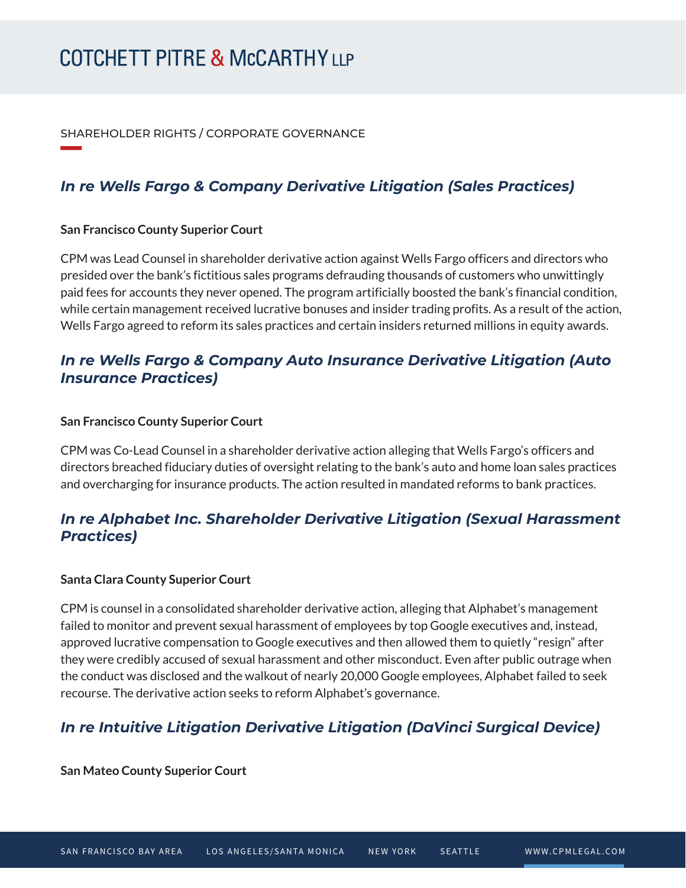SHAREHOLDER RIGHTS / CORPORATE GOVERNANCE

## *In re Wells Fargo & Company Derivative Litigation (Sales Practices)*

**San Francisco County Superior Court**

CPM was Lead Counsel in shareholder derivative action against Wells Fargo officers and directors who presided over the bank's fictitious sales programs defrauding thousands of customers who unwittingly paid fees for accounts they never opened. The program artificially boosted the bank's financial condition, while certain management received lucrative bonuses and insider trading profits. As a result of the action, Wells Fargo agreed to reform its sales practices and certain insiders returned millions in equity awards.

## *In re Wells Fargo & Company Auto Insurance Derivative Litigation (Auto Insurance Practices)*

**San Francisco County Superior Court**

CPM was Co-Lead Counsel in a shareholder derivative action alleging that Wells Fargo's officers and directors breached fiduciary duties of oversight relating to the bank's auto and home loan sales practices and overcharging for insurance products. The action resulted in mandated reforms to bank practices.

## *In re Alphabet Inc. Shareholder Derivative Litigation (Sexual Harassment Practices)*

**Santa Clara County Superior Court**

CPM is counsel in a consolidated shareholder derivative action, alleging that Alphabet's management failed to monitor and prevent sexual harassment of employees by top Google executives and, instead, approved lucrative compensation to Google executives and then allowed them to quietly "resign" after they were credibly accused of sexual harassment and other misconduct. Even after public outrage when the conduct was disclosed and the walkout of nearly 20,000 Google employees, Alphabet failed to seek recourse. The derivative action seeks to reform Alphabet's governance.

## *In re Intuitive Litigation Derivative Litigation (DaVinci Surgical Device)*

**San Mateo County Superior Court**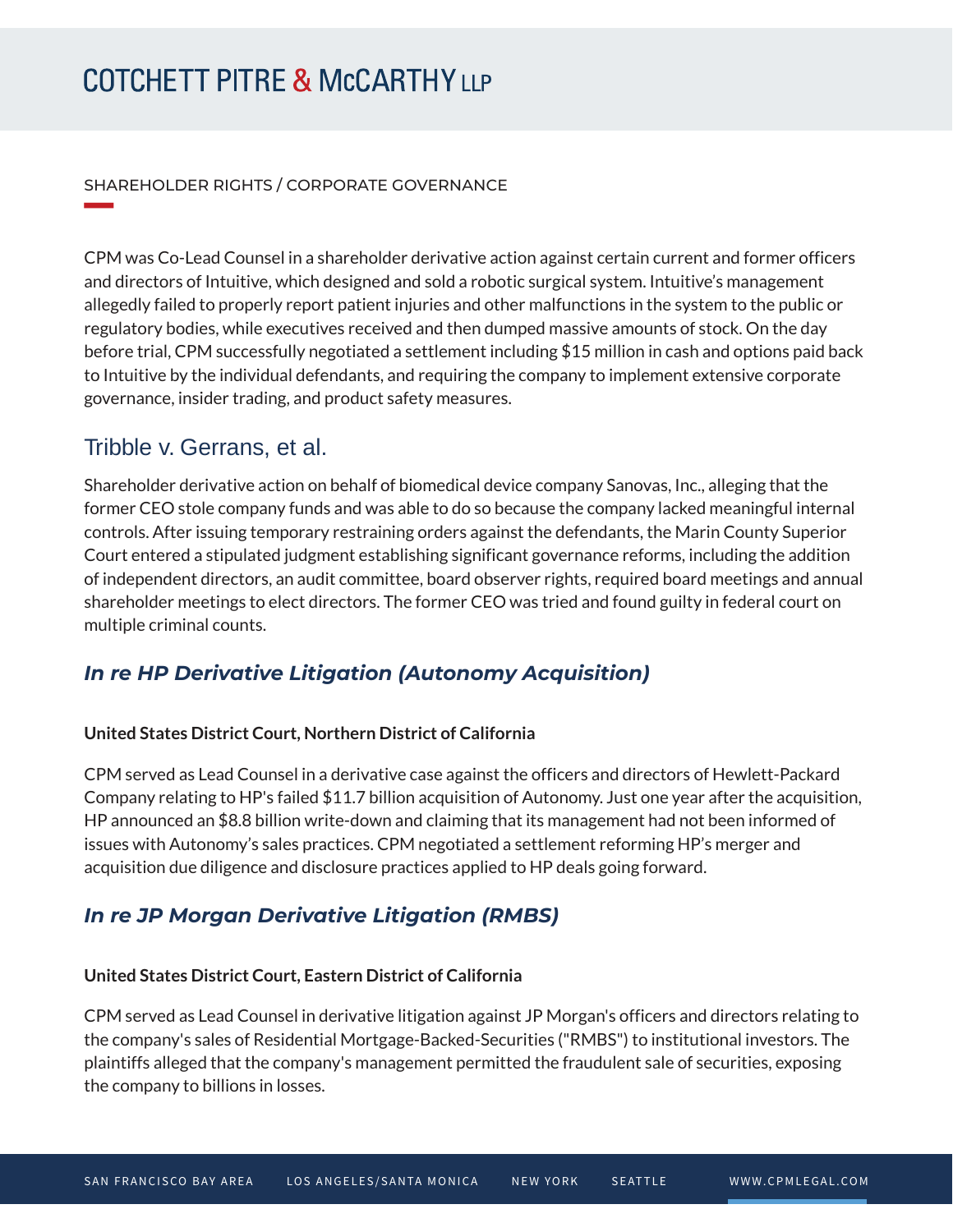SHAREHOLDER RIGHTS / CORPORATE GOVERNANCE

CPM was Co-Lead Counsel in a shareholder derivative action against certain current and former officers and directors of Intuitive, which designed and sold a robotic surgical system. Intuitive's management allegedly failed to properly report patient injuries and other malfunctions in the system to the public or regulatory bodies, while executives received and then dumped massive amounts of stock. On the day before trial, CPM successfully negotiated a settlement including $15 million in cash and options paid back to Intuitive by the individual defendants, and requiring the company to implement extensive corporate governance, insider trading, and product safety measures.

## Tribble v. Gerrans, et al.

Shareholder derivative action on behalf of biomedical device company Sanovas, Inc., alleging that the former CEO stole company funds and was able to do so because the company lacked meaningful internal controls. After issuing temporary restraining orders against the defendants, the Marin County Superior Court entered a stipulated judgment establishing significant governance reforms, including the addition of independent directors, an audit committee, board observer rights, required board meetings and annual shareholder meetings to elect directors. The former CEO was tried and found guilty in federal court on multiple criminal counts.

## *In re HP Derivative Litigation (Autonomy Acquisition)*

**United States District Court, Northern District of California**

CPM served as Lead Counsel in a derivative case against the officers and directors of Hewlett-Packard Company relating to HP's failed $11.7 billion acquisition of Autonomy. Just one year after the acquisition, HP announced an $8.8 billion write-down and claiming that its management had not been informed of issues with Autonomy's sales practices. CPM negotiated a settlement reforming HP's merger and acquisition due diligence and disclosure practices applied to HP deals going forward.

## *In re JP Morgan Derivative Litigation (RMBS)*

**United States District Court, Eastern District of California**

CPM served as Lead Counsel in derivative litigation against JP Morgan's officers and directors relating to the company's sales of Residential Mortgage-Backed-Securities ("RMBS") to institutional investors. The plaintiffs alleged that the company's management permitted the fraudulent sale of securities, exposing the company to billions in losses.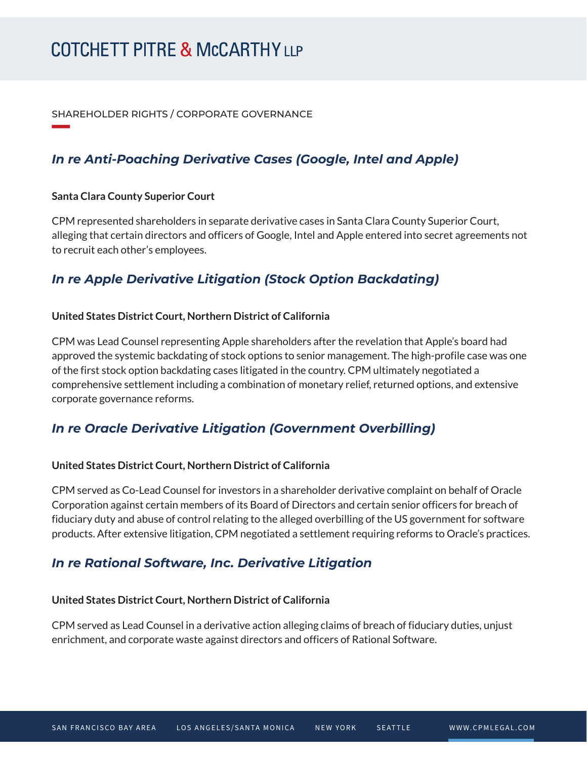SHAREHOLDER RIGHTS / CORPORATE GOVERNANCE

## *In re Anti-Poaching Derivative Cases (Google, Intel and Apple)*

**Santa Clara County Superior Court**

CPM represented shareholders in separate derivative cases in Santa Clara County Superior Court, alleging that certain directors and officers of Google, Intel and Apple entered into secret agreements not to recruit each other's employees.

## *In re Apple Derivative Litigation (Stock Option Backdating)*

**United States District Court, Northern District of California**

CPM was Lead Counsel representing Apple shareholders after the revelation that Apple's board had approved the systemic backdating of stock options to senior management. The high-profile case was one of the first stock option backdating cases litigated in the country. CPM ultimately negotiated a comprehensive settlement including a combination of monetary relief, returned options, and extensive corporate governance reforms.

## *In re Oracle Derivative Litigation (Government Overbilling)*

**United States District Court, Northern District of California**

CPM served as Co-Lead Counsel for investors in a shareholder derivative complaint on behalf of Oracle Corporation against certain members of its Board of Directors and certain senior officers for breach of fiduciary duty and abuse of control relating to the alleged overbilling of the US government for software products. After extensive litigation, CPM negotiated a settlement requiring reforms to Oracle's practices.

## *In re Rational Software, Inc. Derivative Litigation*

**United States District Court, Northern District of California**

CPM served as Lead Counsel in a derivative action alleging claims of breach of fiduciary duties, unjust enrichment, and corporate waste against directors and officers of Rational Software.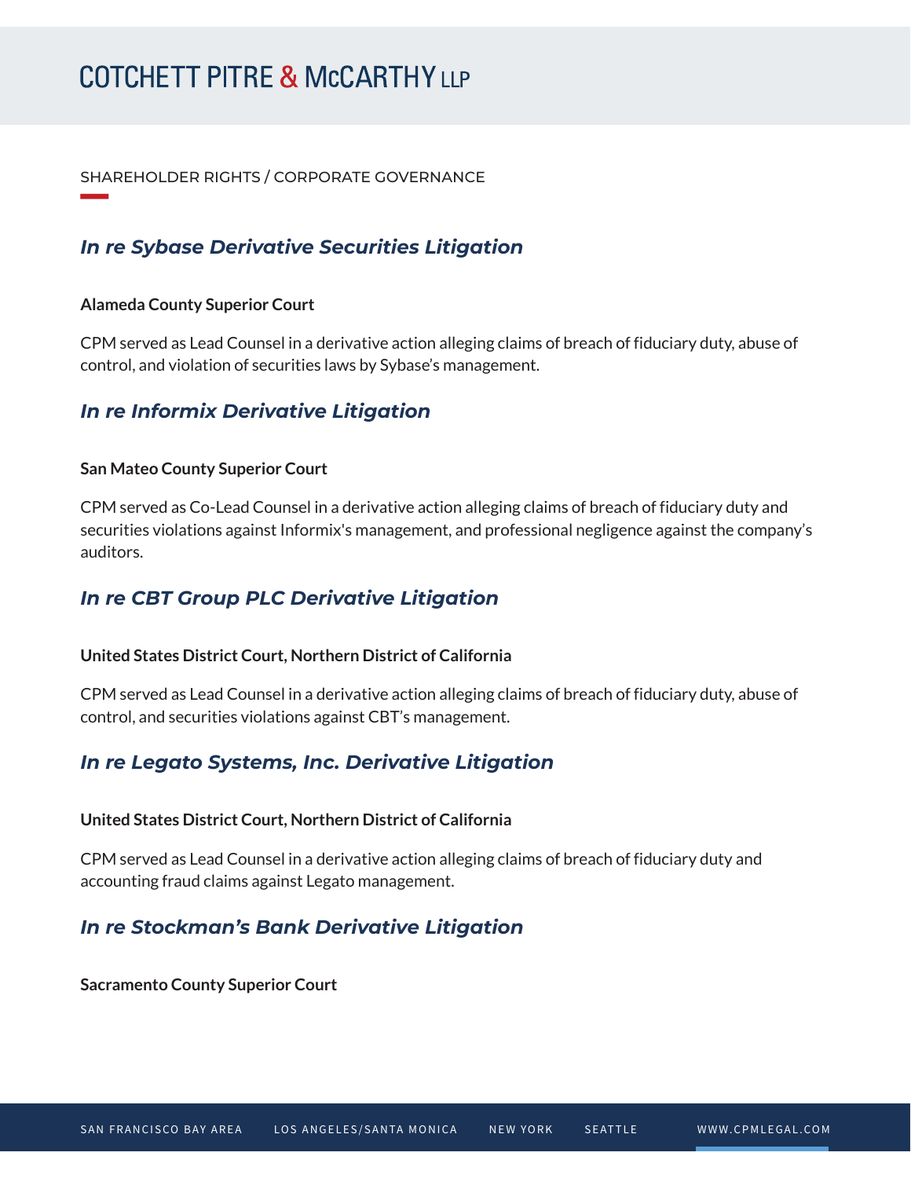SHAREHOLDER RIGHTS / CORPORATE GOVERNANCE

## *In re Sybase Derivative Securities Litigation*

**Alameda County Superior Court**

CPM served as Lead Counsel in a derivative action alleging claims of breach of fiduciary duty, abuse of control, and violation of securities laws by Sybase's management.

## *In re Informix Derivative Litigation*

**San Mateo County Superior Court**

CPM served as Co-Lead Counsel in a derivative action alleging claims of breach of fiduciary duty and securities violations against Informix's management, and professional negligence against the company's auditors.

## *In re CBT Group PLC Derivative Litigation*

**United States District Court, Northern District of California**

CPM served as Lead Counsel in a derivative action alleging claims of breach of fiduciary duty, abuse of control, and securities violations against CBT's management.

## *In re Legato Systems, Inc. Derivative Litigation*

**United States District Court, Northern District of California**

CPM served as Lead Counsel in a derivative action alleging claims of breach of fiduciary duty and accounting fraud claims against Legato management.

## *In re Stockman's Bank Derivative Litigation*

**Sacramento County Superior Court**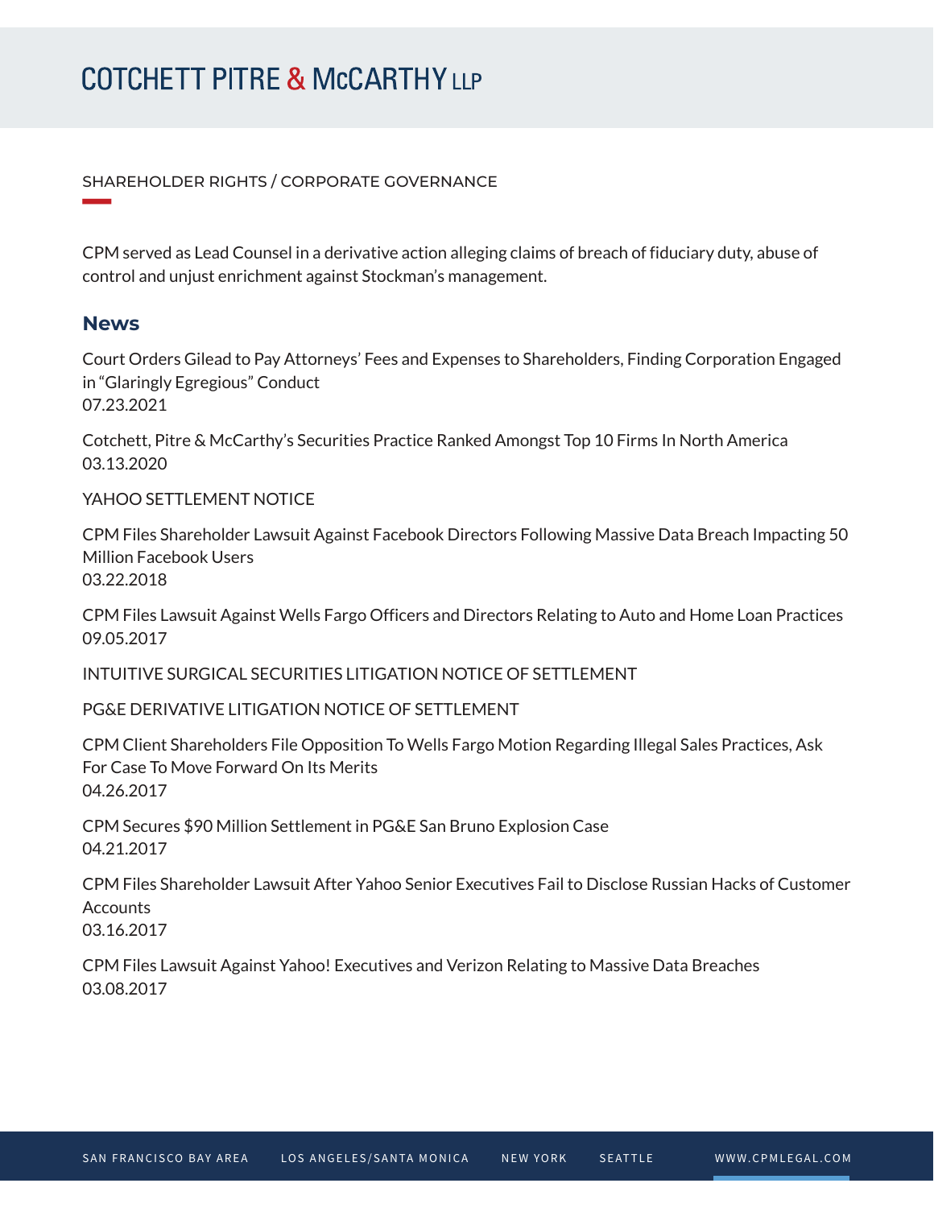SHAREHOLDER RIGHTS / CORPORATE GOVERNANCE

CPM served as Lead Counsel in a derivative action alleging claims of breach of fiduciary duty, abuse of control and unjust enrichment against Stockman's management.

## News

Court Orders Gilead to Pay Attorneys' Fees and Expenses to Shareholders, Finding Corporation Engaged in "Glaringly Egregious" Conduct
07.23.2021

Cotchett, Pitre & McCarthy's Securities Practice Ranked Amongst Top 10 Firms In North America
03.13.2020

YAHOO SETTLEMENT NOTICE

CPM Files Shareholder Lawsuit Against Facebook Directors Following Massive Data Breach Impacting 50 Million Facebook Users
03.22.2018

CPM Files Lawsuit Against Wells Fargo Officers and Directors Relating to Auto and Home Loan Practices
09.05.2017

INTUITIVE SURGICAL SECURITIES LITIGATION NOTICE OF SETTLEMENT

PG&E DERIVATIVE LITIGATION NOTICE OF SETTLEMENT

CPM Client Shareholders File Opposition To Wells Fargo Motion Regarding Illegal Sales Practices, Ask For Case To Move Forward On Its Merits
04.26.2017

CPM Secures $90 Million Settlement in PG&E San Bruno Explosion Case
04.21.2017

CPM Files Shareholder Lawsuit After Yahoo Senior Executives Fail to Disclose Russian Hacks of Customer Accounts
03.16.2017

CPM Files Lawsuit Against Yahoo! Executives and Verizon Relating to Massive Data Breaches
03.08.2017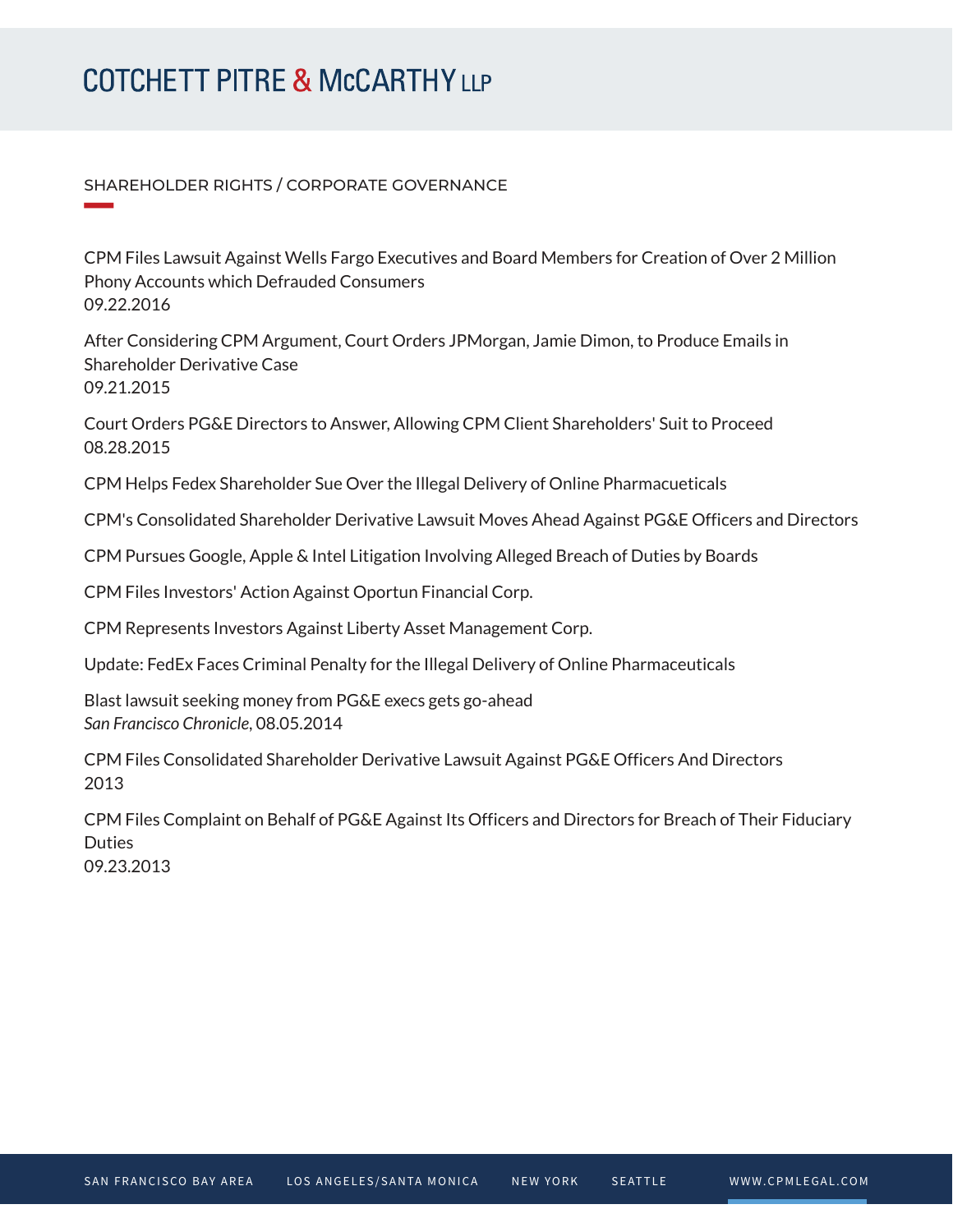## SHAREHOLDER RIGHTS / CORPORATE GOVERNANCE

CPM Files Lawsuit Against Wells Fargo Executives and Board Members for Creation of Over 2 Million Phony Accounts which Defrauded Consumers
09.22.2016

After Considering CPM Argument, Court Orders JPMorgan, Jamie Dimon, to Produce Emails in Shareholder Derivative Case
09.21.2015

Court Orders PG&E Directors to Answer, Allowing CPM Client Shareholders' Suit to Proceed
08.28.2015

CPM Helps Fedex Shareholder Sue Over the Illegal Delivery of Online Pharmacueticals

CPM's Consolidated Shareholder Derivative Lawsuit Moves Ahead Against PG&E Officers and Directors

CPM Pursues Google, Apple & Intel Litigation Involving Alleged Breach of Duties by Boards

CPM Files Investors' Action Against Oportun Financial Corp.

CPM Represents Investors Against Liberty Asset Management Corp.

Update: FedEx Faces Criminal Penalty for the Illegal Delivery of Online Pharmaceuticals

Blast lawsuit seeking money from PG&E execs gets go-ahead
*San Francisco Chronicle*, 08.05.2014

CPM Files Consolidated Shareholder Derivative Lawsuit Against PG&E Officers And Directors
2013

CPM Files Complaint on Behalf of PG&E Against Its Officers and Directors for Breach of Their Fiduciary Duties
09.23.2013